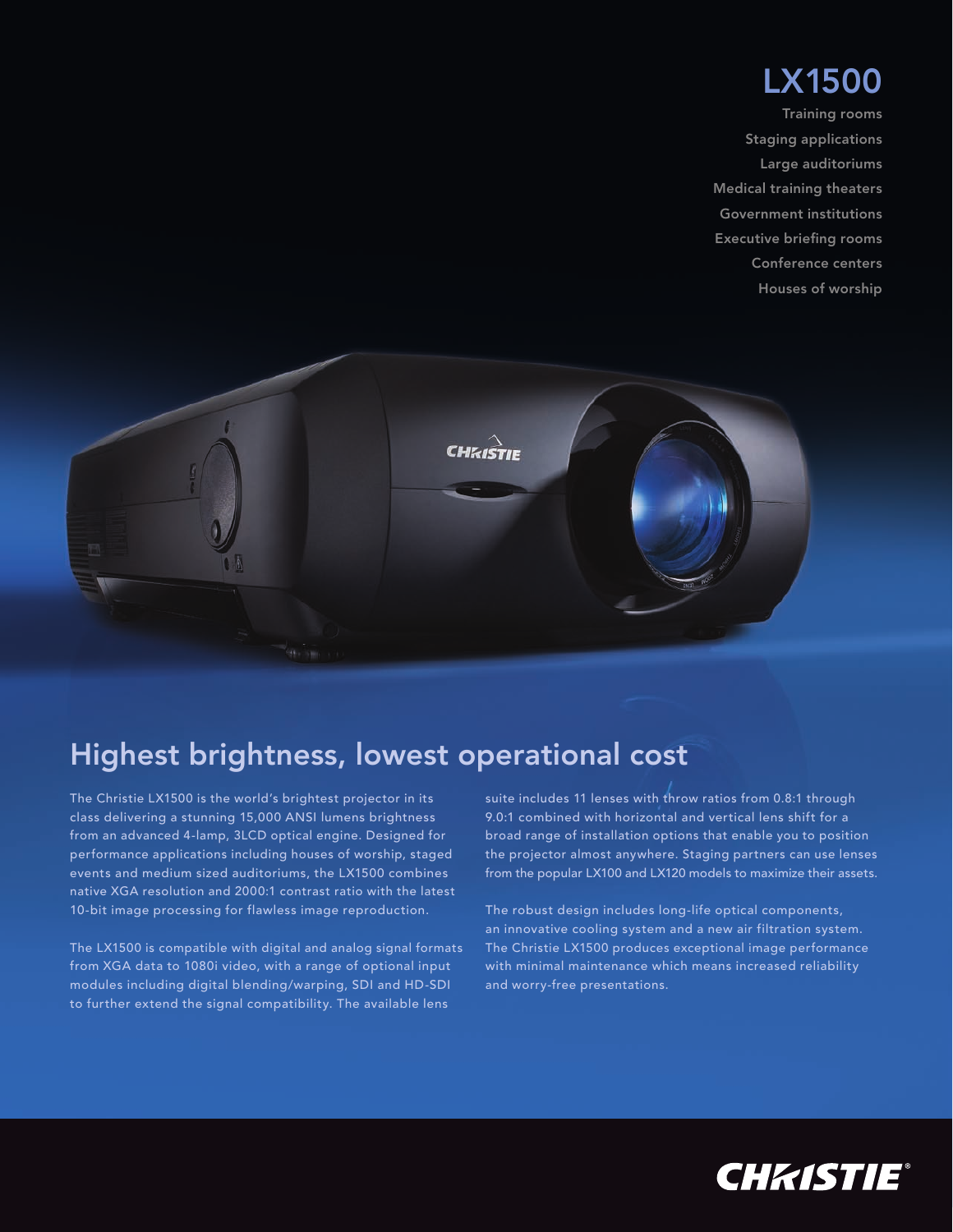# LX1500

Training rooms
Staging applications
Large auditoriums
Medical training theaters
Government institutions
Executive briefing rooms
Conference centers
Houses of worship

## Highest brightness, lowest operational cost

The Christie LX1500 is the world's brightest projector in its class delivering a stunning 15,000 ANSI lumens brightness from an advanced 4-lamp, 3LCD optical engine. Designed for performance applications including houses of worship, staged events and medium sized auditoriums, the LX1500 combines native XGA resolution and 2000:1 contrast ratio with the latest 10-bit image processing for flawless image reproduction.

The LX1500 is compatible with digital and analog signal formats from XGA data to 1080i video, with a range of optional input modules including digital blending/warping, SDI and HD-SDI to further extend the signal compatibility. The available lens suite includes 11 lenses with throw ratios from 0.8:1 through 9.0:1 combined with horizontal and vertical lens shift for a broad range of installation options that enable you to position the projector almost anywhere. Staging partners can use lenses from the popular LX100 and LX120 models to maximize their assets.

The robust design includes long-life optical components, an innovative cooling system and a new air filtration system. The Christie LX1500 produces exceptional image performance with minimal maintenance which means increased reliability and worry-free presentations.

CHRISTIE®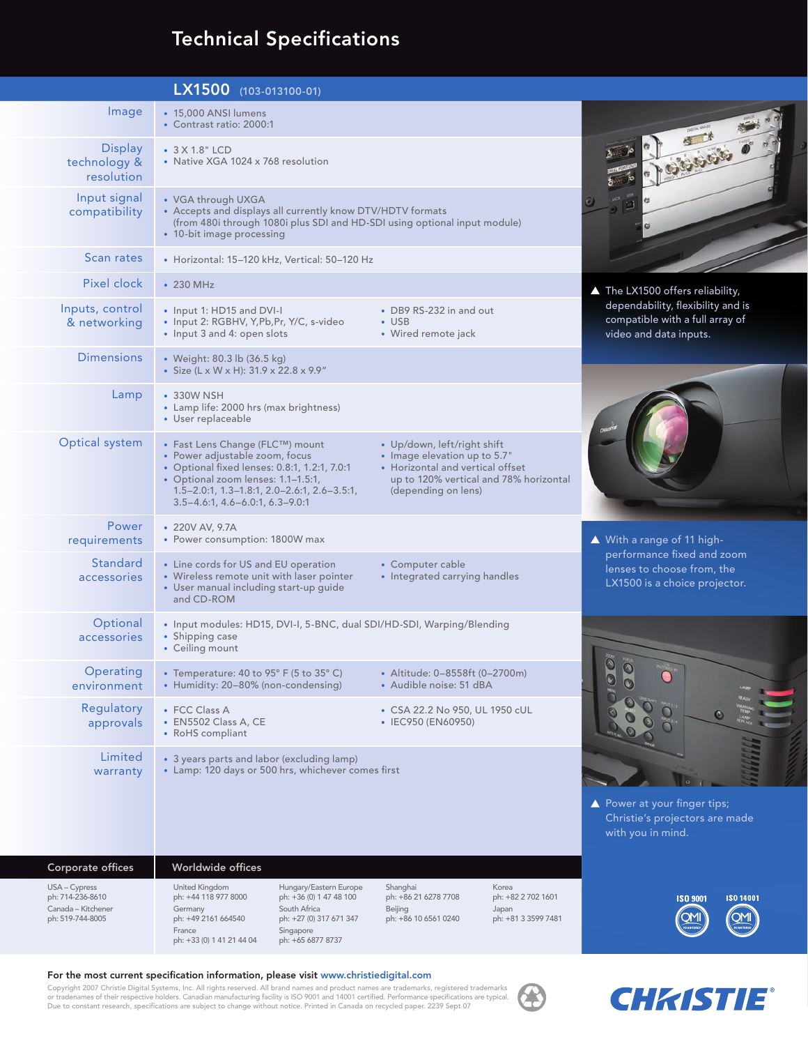# Technical Specifications

## LX1500 (103-013100-01)

| | |
|---|---|
| Image | • 15,000 ANSI lumens<br>• Contrast ratio: 2000:1 |
| Display technology & resolution | • 3 X 1.8" LCD<br>• Native XGA 1024 x 768 resolution |
| Input signal compatibility | • VGA through UXGA<br>• Accepts and displays all currently know DTV/HDTV formats (from 480i through 1080i plus SDI and HD-SDI using optional input module)<br>• 10-bit image processing |
| Scan rates | • Horizontal: 15–120 kHz, Vertical: 50–120 Hz |
| Pixel clock | • 230 MHz |
| Inputs, control & networking | • Input 1: HD15 and DVI-I<br>• Input 2: RGBHV, Y,Pb,Pr, Y/C, s-video<br>• Input 3 and 4: open slots<br>• DB9 RS-232 in and out<br>• USB<br>• Wired remote jack |
| Dimensions | • Weight: 80.3 lb (36.5 kg)<br>• Size (L x W x H): 31.9 x 22.8 x 9.9" |
| Lamp | • 330W NSH<br>• Lamp life: 2000 hrs (max brightness)<br>• User replaceable |
| Optical system | • Fast Lens Change (FLC™) mount<br>• Power adjustable zoom, focus<br>• Optional fixed lenses: 0.8:1, 1.2:1, 7.0:1<br>• Optional zoom lenses: 1.1–1.5:1, 1.5–2.0:1, 1.3–1.8:1, 2.0–2.6:1, 2.6–3.5:1, 3.5–4.6:1, 4.6–6.0:1, 6.3–9.0:1<br>• Up/down, left/right shift<br>• Image elevation up to 5.7"<br>• Horizontal and vertical offset up to 120% vertical and 78% horizontal (depending on lens) |
| Power requirements | • 220V AV, 9.7A<br>• Power consumption: 1800W max |
| Standard accessories | • Line cords for US and EU operation<br>• Wireless remote unit with laser pointer<br>• User manual including start-up guide and CD-ROM<br>• Computer cable<br>• Integrated carrying handles |
| Optional accessories | • Input modules: HD15, DVI-I, 5-BNC, dual SDI/HD-SDI, Warping/Blending<br>• Shipping case<br>• Ceiling mount |
| Operating environment | • Temperature: 40 to 95° F (5 to 35° C)<br>• Humidity: 20–80% (non-condensing)<br>• Altitude: 0–8558ft (0–2700m)<br>• Audible noise: 51 dBA |
| Regulatory approvals | • FCC Class A<br>• EN5502 Class A, CE<br>• RoHS compliant<br>• CSA 22.2 No 950, UL 1950 cUL<br>• IEC950 (EN60950) |
| Limited warranty | • 3 years parts and labor (excluding lamp)<br>• Lamp: 120 days or 500 hrs, whichever comes first |

▲ The LX1500 offers reliability, dependability, flexibility and is compatible with a full array of video and data inputs.

▲ With a range of 11 high-performance fixed and zoom lenses to choose from, the LX1500 is a choice projector.

▲ Power at your finger tips; Christie's projectors are made with you in mind.

### Corporate offices

USA – Cypress
ph: 714-236-8610

Canada – Kitchener
ph: 519-744-8005

### Worldwide offices

United Kingdom
ph: +44 118 977 8000

Germany
ph: +49 2161 664540

France
ph: +33 (0) 1 41 21 44 04

Hungary/Eastern Europe
ph: +36 (0) 1 47 48 100

South Africa
ph: +27 (0) 317 671 347

Singapore
ph: +65 6877 8737

Shanghai
ph: +86 21 6278 7708

Beijing
ph: +86 10 6561 0240

Korea
ph: +82 2 702 1601

Japan
ph: +81 3 3599 7481

ISO 9001 ISO 14001

**For the most current specification information, please visit www.christiedigital.com**

Copyright 2007 Christie Digital Systems, Inc. All rights reserved. All brand names and product names are trademarks, registered trademarks or tradenames of their respective holders. Canadian manufacturing facility is ISO 9001 and 14001 certified. Performance specifications are typical. Due to constant research, specifications are subject to change without notice. Printed in Canada on recycled paper. 2239 Sept 07

CHRISTIE®